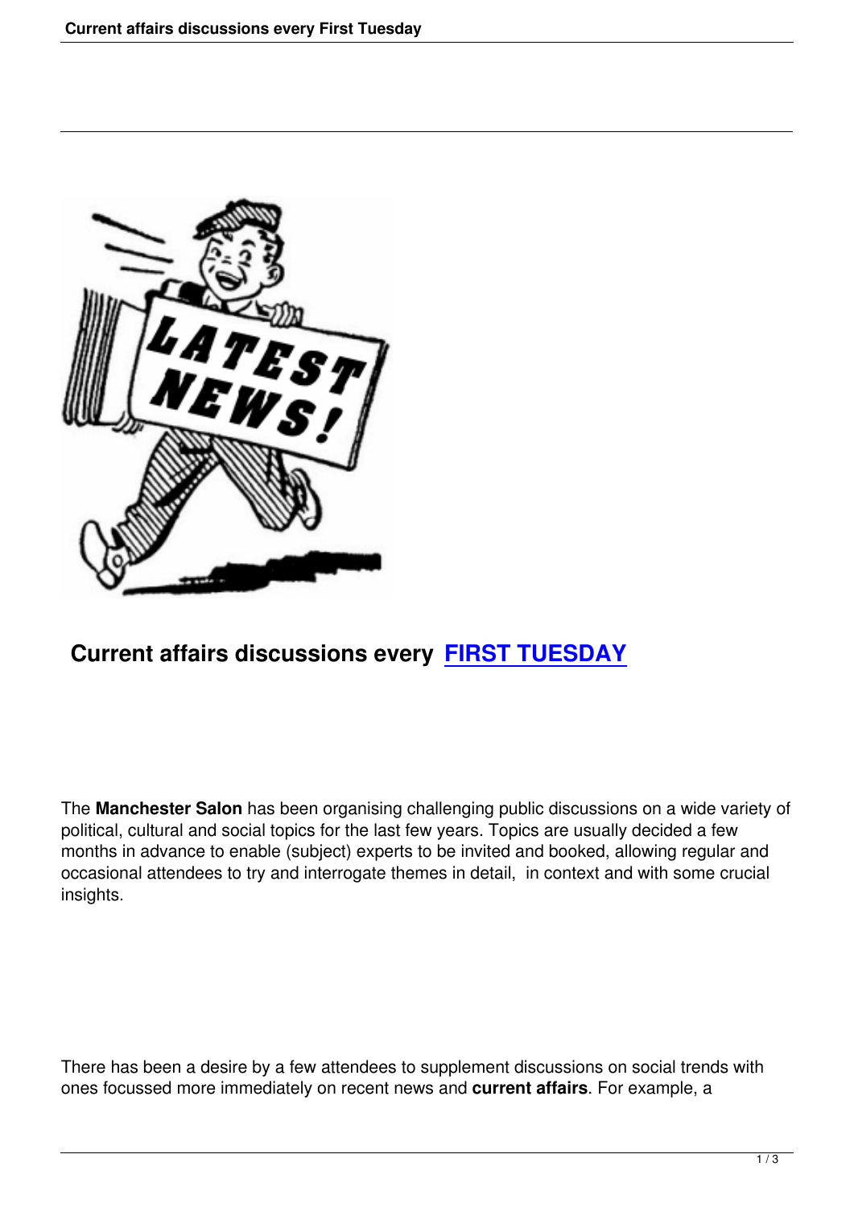## Current affairs discussions every FIRST TUESDAY

The **Manchester Salon** has been organising challenging public discussions on a wide variety of political, cultural and social topics for the last few years. Topics are usually decided a few months in advance to enable (subject) experts to be invited and booked, allowing regular and occasional attendees to try and interrogate themes in detail, in context and with some crucial insights.

There has been a desire by a few attendees to supplement discussions on social trends with ones focussed more immediately on recent news and **current affairs**. For example, a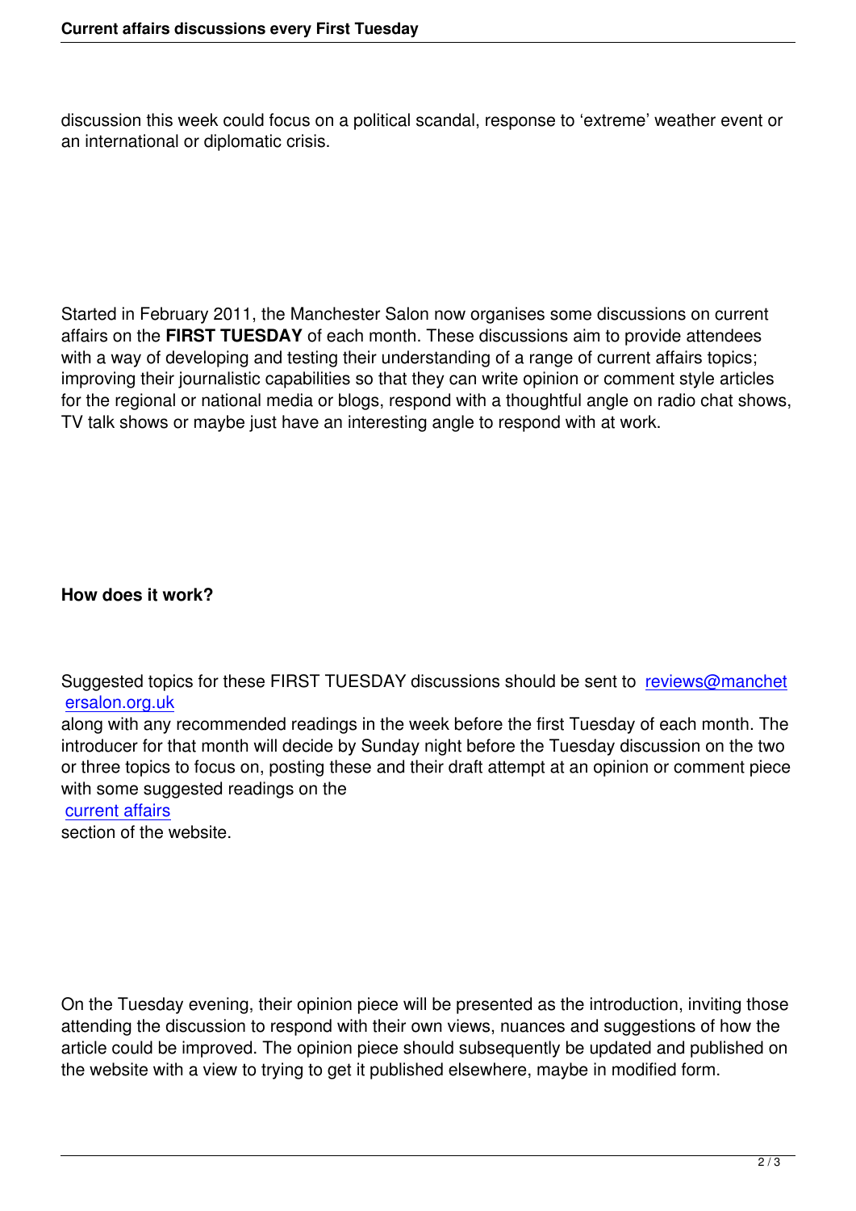discussion this week could focus on a political scandal, response to 'extreme' weather event or an international or diplomatic crisis.

Started in February 2011, the Manchester Salon now organises some discussions on current affairs on the **FIRST TUESDAY** of each month. These discussions aim to provide attendees with a way of developing and testing their understanding of a range of current affairs topics; improving their journalistic capabilities so that they can write opinion or comment style articles for the regional or national media or blogs, respond with a thoughtful angle on radio chat shows, TV talk shows or maybe just have an interesting angle to respond with at work.

**How does it work?**

Suggested topics for these FIRST TUESDAY discussions should be sent to reviews@manchestersalon.org.uk along with any recommended readings in the week before the first Tuesday of each month. The introducer for that month will decide by Sunday night before the Tuesday discussion on the two or three topics to focus on, posting these and their draft attempt at an opinion or comment piece with some suggested readings on the current affairs section of the website.

On the Tuesday evening, their opinion piece will be presented as the introduction, inviting those attending the discussion to respond with their own views, nuances and suggestions of how the article could be improved. The opinion piece should subsequently be updated and published on the website with a view to trying to get it published elsewhere, maybe in modified form.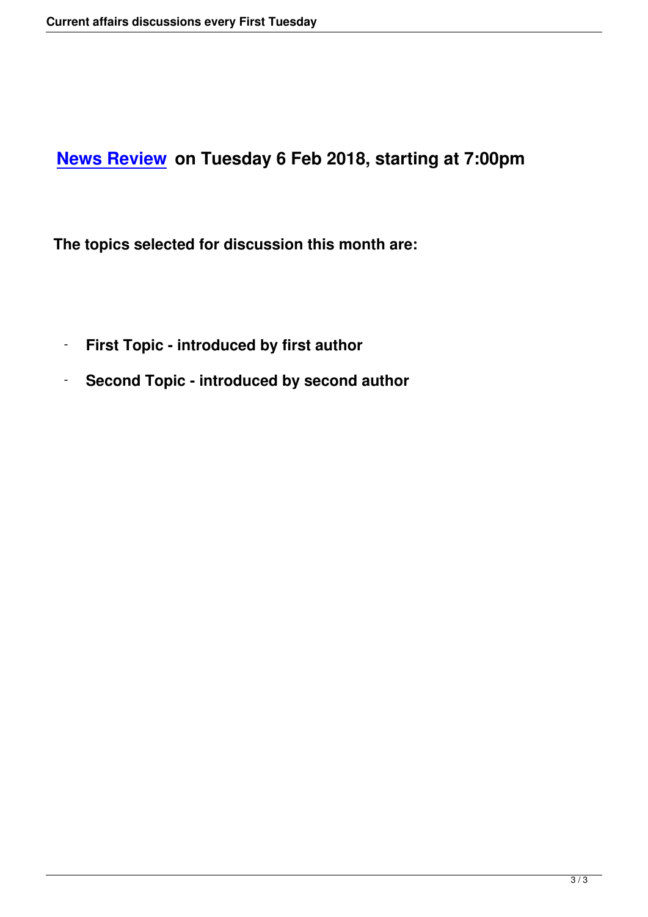## News Review on Tuesday 6 Feb 2018, starting at 7:00pm

**The topics selected for discussion this month are:**

- **First Topic - introduced by first author**
- **Second Topic - introduced by second author**